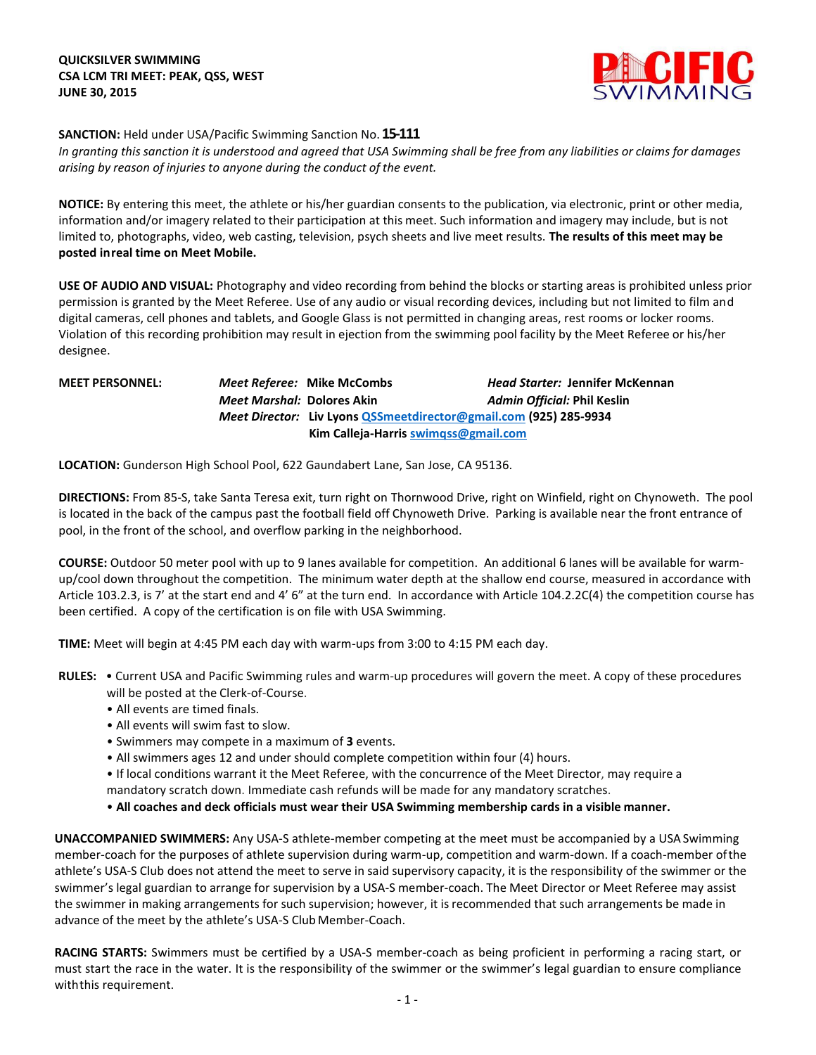**QUICKSILVER SWIMMING**
**CSA LCM TRI MEET: PEAK, QSS, WEST**
**JUNE 30, 2015**

**SANCTION:** Held under USA/Pacific Swimming Sanction No. **15-111**

*In granting this sanction it is understood and agreed that USA Swimming shall be free from any liabilities or claims for damages arising by reason of injuries to anyone during the conduct of the event.*

**NOTICE:** By entering this meet, the athlete or his/her guardian consents to the publication, via electronic, print or other media, information and/or imagery related to their participation at this meet. Such information and imagery may include, but is not limited to, photographs, video, web casting, television, psych sheets and live meet results. **The results of this meet may be posted inreal time on Meet Mobile.**

**USE OF AUDIO AND VISUAL:** Photography and video recording from behind the blocks or starting areas is prohibited unless prior permission is granted by the Meet Referee. Use of any audio or visual recording devices, including but not limited to film and digital cameras, cell phones and tablets, and Google Glass is not permitted in changing areas, rest rooms or locker rooms. Violation of this recording prohibition may result in ejection from the swimming pool facility by the Meet Referee or his/her designee.

**MEET PERSONNEL:**
*Meet Referee:* **Mike McCombs** — *Head Starter:* **Jennifer McKennan**
*Meet Marshal:* **Dolores Akin** — *Admin Official:* **Phil Keslin**
*Meet Director:* **Liv Lyons QSSmeetdirector@gmail.com (925) 285-9934**
**Kim Calleja-Harris swimqss@gmail.com**

**LOCATION:** Gunderson High School Pool, 622 Gaundabert Lane, San Jose, CA 95136.

**DIRECTIONS:** From 85-S, take Santa Teresa exit, turn right on Thornwood Drive, right on Winfield, right on Chynoweth. The pool is located in the back of the campus past the football field off Chynoweth Drive. Parking is available near the front entrance of pool, in the front of the school, and overflow parking in the neighborhood.

**COURSE:** Outdoor 50 meter pool with up to 9 lanes available for competition. An additional 6 lanes will be available for warm-up/cool down throughout the competition. The minimum water depth at the shallow end course, measured in accordance with Article 103.2.3, is 7' at the start end and 4' 6" at the turn end. In accordance with Article 104.2.2C(4) the competition course has been certified. A copy of the certification is on file with USA Swimming.

**TIME:** Meet will begin at 4:45 PM each day with warm-ups from 3:00 to 4:15 PM each day.

**RULES:**
- Current USA and Pacific Swimming rules and warm-up procedures will govern the meet. A copy of these procedures will be posted at the Clerk-of-Course.
- All events are timed finals.
- All events will swim fast to slow.
- Swimmers may compete in a maximum of **3** events.
- All swimmers ages 12 and under should complete competition within four (4) hours.
- If local conditions warrant it the Meet Referee, with the concurrence of the Meet Director, may require a mandatory scratch down. Immediate cash refunds will be made for any mandatory scratches.
- **All coaches and deck officials must wear their USA Swimming membership cards in a visible manner.**

**UNACCOMPANIED SWIMMERS:** Any USA-S athlete-member competing at the meet must be accompanied by a USA Swimming member-coach for the purposes of athlete supervision during warm-up, competition and warm-down. If a coach-member of the athlete's USA-S Club does not attend the meet to serve in said supervisory capacity, it is the responsibility of the swimmer or the swimmer's legal guardian to arrange for supervision by a USA-S member-coach. The Meet Director or Meet Referee may assist the swimmer in making arrangements for such supervision; however, it is recommended that such arrangements be made in advance of the meet by the athlete's USA-S Club Member-Coach.

**RACING STARTS:** Swimmers must be certified by a USA-S member-coach as being proficient in performing a racing start, or must start the race in the water. It is the responsibility of the swimmer or the swimmer's legal guardian to ensure compliance withthis requirement.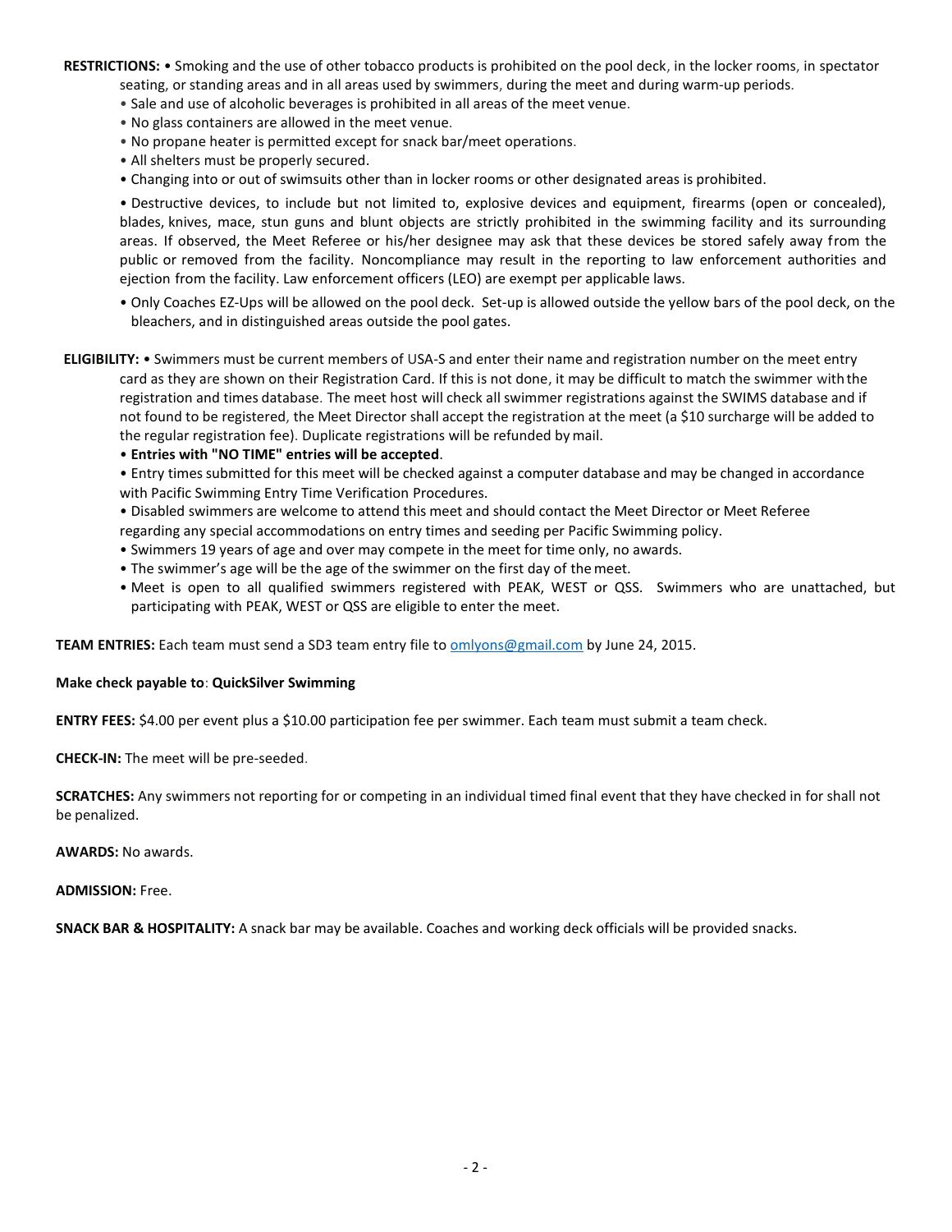**RESTRICTIONS:** • Smoking and the use of other tobacco products is prohibited on the pool deck, in the locker rooms, in spectator seating, or standing areas and in all areas used by swimmers, during the meet and during warm-up periods.

- Sale and use of alcoholic beverages is prohibited in all areas of the meet venue.
- No glass containers are allowed in the meet venue.
- No propane heater is permitted except for snack bar/meet operations.
- All shelters must be properly secured.
- Changing into or out of swimsuits other than in locker rooms or other designated areas is prohibited.
- Destructive devices, to include but not limited to, explosive devices and equipment, firearms (open or concealed), blades, knives, mace, stun guns and blunt objects are strictly prohibited in the swimming facility and its surrounding areas. If observed, the Meet Referee or his/her designee may ask that these devices be stored safely away from the public or removed from the facility. Noncompliance may result in the reporting to law enforcement authorities and ejection from the facility. Law enforcement officers (LEO) are exempt per applicable laws.
- Only Coaches EZ-Ups will be allowed on the pool deck. Set-up is allowed outside the yellow bars of the pool deck, on the bleachers, and in distinguished areas outside the pool gates.

**ELIGIBILITY:** • Swimmers must be current members of USA-S and enter their name and registration number on the meet entry card as they are shown on their Registration Card. If this is not done, it may be difficult to match the swimmer with the registration and times database. The meet host will check all swimmer registrations against the SWIMS database and if not found to be registered, the Meet Director shall accept the registration at the meet (a $10 surcharge will be added to the regular registration fee). Duplicate registrations will be refunded by mail.

- **Entries with "NO TIME" entries will be accepted**.
- Entry times submitted for this meet will be checked against a computer database and may be changed in accordance with Pacific Swimming Entry Time Verification Procedures.
- Disabled swimmers are welcome to attend this meet and should contact the Meet Director or Meet Referee regarding any special accommodations on entry times and seeding per Pacific Swimming policy.
- Swimmers 19 years of age and over may compete in the meet for time only, no awards.
- The swimmer's age will be the age of the swimmer on the first day of the meet.
- Meet is open to all qualified swimmers registered with PEAK, WEST or QSS. Swimmers who are unattached, but participating with PEAK, WEST or QSS are eligible to enter the meet.

**TEAM ENTRIES:** Each team must send a SD3 team entry file to omlyons@gmail.com by June 24, 2015.

**Make check payable to**: **QuickSilver Swimming**

**ENTRY FEES:** $4.00 per event plus a $10.00 participation fee per swimmer. Each team must submit a team check.

**CHECK-IN:** The meet will be pre-seeded.

**SCRATCHES:** Any swimmers not reporting for or competing in an individual timed final event that they have checked in for shall not be penalized.

**AWARDS:** No awards.

**ADMISSION:** Free.

**SNACK BAR & HOSPITALITY:** A snack bar may be available. Coaches and working deck officials will be provided snacks.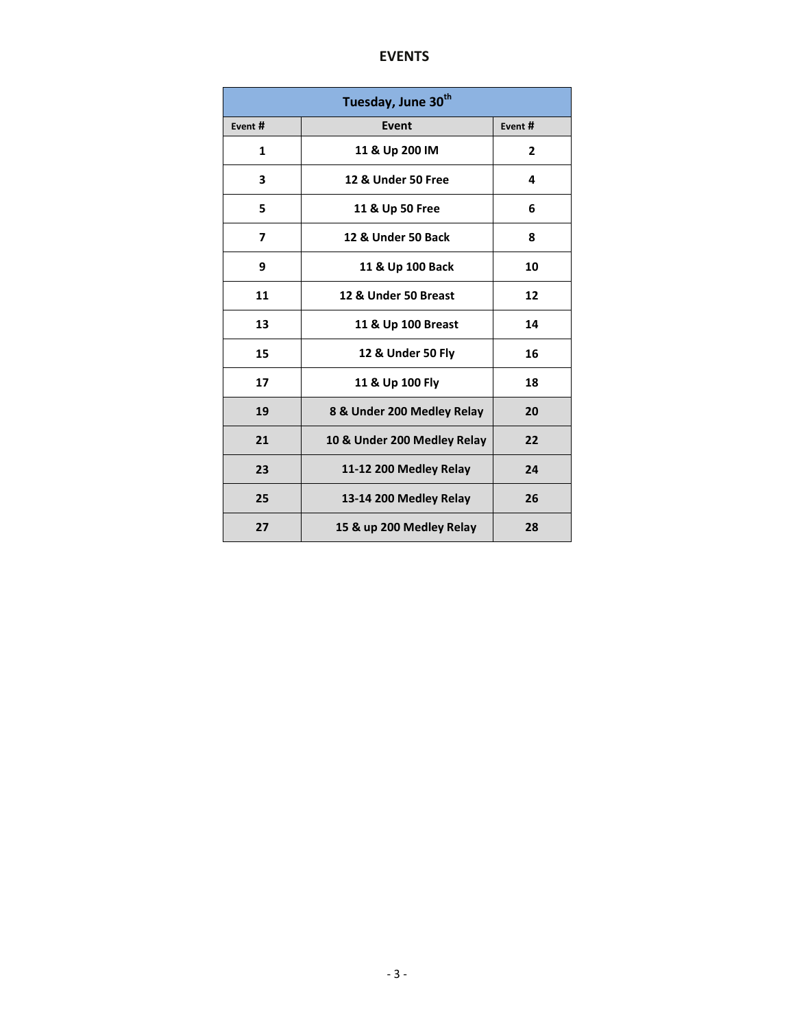# EVENTS

| Tuesday, June 30th | | |
|---|---|---|
| **Event #** | **Event** | **Event #** |
| **1** | **11 & Up 200 IM** | **2** |
| **3** | **12 & Under 50 Free** | **4** |
| **5** | **11 & Up 50 Free** | **6** |
| **7** | **12 & Under 50 Back** | **8** |
| **9** | **11 & Up 100 Back** | **10** |
| **11** | **12 & Under 50 Breast** | **12** |
| **13** | **11 & Up 100 Breast** | **14** |
| **15** | **12 & Under 50 Fly** | **16** |
| **17** | **11 & Up 100 Fly** | **18** |
| **19** | **8 & Under 200 Medley Relay** | **20** |
| **21** | **10 & Under 200 Medley Relay** | **22** |
| **23** | **11-12 200 Medley Relay** | **24** |
| **25** | **13-14 200 Medley Relay** | **26** |
| **27** | **15 & up 200 Medley Relay** | **28** |